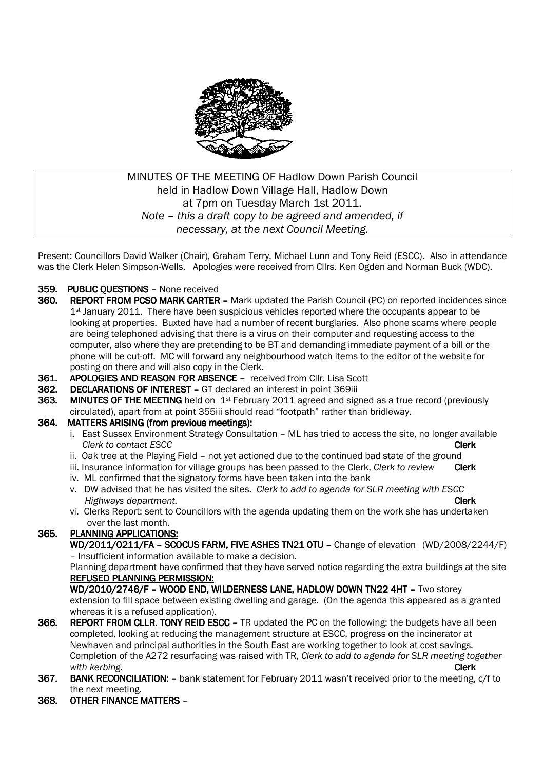MINUTES OF THE MEETING OF Hadlow Down Parish Council
held in Hadlow Down Village Hall, Hadlow Down
at 7pm on Tuesday March 1st 2011.
*Note – this a draft copy to be agreed and amended, if necessary, at the next Council Meeting.*

Present: Councillors David Walker (Chair), Graham Terry, Michael Lunn and Tony Reid (ESCC). Also in attendance was the Clerk Helen Simpson-Wells. Apologies were received from Cllrs. Ken Ogden and Norman Buck (WDC).

**359. PUBLIC QUESTIONS** – None received

**360. REPORT FROM PCSO MARK CARTER** – Mark updated the Parish Council (PC) on reported incidences since 1st January 2011. There have been suspicious vehicles reported where the occupants appear to be looking at properties. Buxted have had a number of recent burglaries. Also phone scams where people are being telephoned advising that there is a virus on their computer and requesting access to the computer, also where they are pretending to be BT and demanding immediate payment of a bill or the phone will be cut-off. MC will forward any neighbourhood watch items to the editor of the website for posting on there and will also copy in the Clerk.

**361. APOLOGIES AND REASON FOR ABSENCE** – received from Cllr. Lisa Scott

**362. DECLARATIONS OF INTEREST** – GT declared an interest in point 369iii

**363. MINUTES OF THE MEETING** held on 1st February 2011 agreed and signed as a true record (previously circulated), apart from at point 355iii should read "footpath" rather than bridleway.

**364. MATTERS ARISING (from previous meetings):**

i. East Sussex Environment Strategy Consultation – ML has tried to access the site, no longer available *Clerk to contact ESCC* **Clerk**

ii. Oak tree at the Playing Field – not yet actioned due to the continued bad state of the ground

iii. Insurance information for village groups has been passed to the Clerk, *Clerk to review* **Clerk**

iv. ML confirmed that the signatory forms have been taken into the bank

v. DW advised that he has visited the sites. *Clerk to add to agenda for SLR meeting with ESCC Highways department.* **Clerk**

vi. Clerks Report: sent to Councillors with the agenda updating them on the work she has undertaken over the last month.

**365. PLANNING APPLICATIONS:**

**WD/2011/0211/FA – SCOCUS FARM, FIVE ASHES TN21 0TU** – Change of elevation (WD/2008/2244/F) – Insufficient information available to make a decision.

Planning department have confirmed that they have served notice regarding the extra buildings at the site

**REFUSED PLANNING PERMISSION:**

**WD/2010/2746/F – WOOD END, WILDERNESS LANE, HADLOW DOWN TN22 4HT** – Two storey extension to fill space between existing dwelling and garage. (On the agenda this appeared as a granted whereas it is a refused application).

**366. REPORT FROM CLLR. TONY REID ESCC** – TR updated the PC on the following: the budgets have all been completed, looking at reducing the management structure at ESCC, progress on the incinerator at Newhaven and principal authorities in the South East are working together to look at cost savings. Completion of the A272 resurfacing was raised with TR, *Clerk to add to agenda for SLR meeting together with kerbing.* **Clerk**

**367. BANK RECONCILIATION:** – bank statement for February 2011 wasn't received prior to the meeting, c/f to the next meeting.

**368. OTHER FINANCE MATTERS** –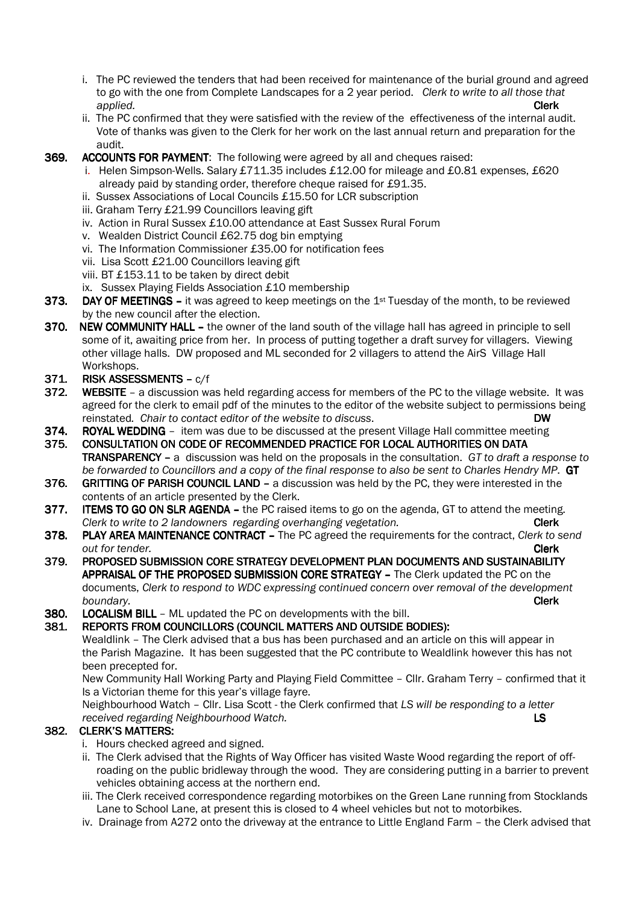i. The PC reviewed the tenders that had been received for maintenance of the burial ground and agreed to go with the one from Complete Landscapes for a 2 year period. *Clerk to write to all those that applied.* **Clerk**

ii. The PC confirmed that they were satisfied with the review of the effectiveness of the internal audit. Vote of thanks was given to the Clerk for her work on the last annual return and preparation for the audit.

**369. ACCOUNTS FOR PAYMENT**: The following were agreed by all and cheques raised:

i. Helen Simpson-Wells. Salary £711.35 includes £12.00 for mileage and £0.81 expenses, £620 already paid by standing order, therefore cheque raised for £91.35.
ii. Sussex Associations of Local Councils £15.50 for LCR subscription
iii. Graham Terry £21.99 Councillors leaving gift
iv. Action in Rural Sussex £10.00 attendance at East Sussex Rural Forum
v. Wealden District Council £62.75 dog bin emptying
vi. The Information Commissioner £35.00 for notification fees
vii. Lisa Scott £21.00 Councillors leaving gift
viii. BT £153.11 to be taken by direct debit
ix. Sussex Playing Fields Association £10 membership

**373. DAY OF MEETINGS –** it was agreed to keep meetings on the 1st Tuesday of the month, to be reviewed by the new council after the election.

**370. NEW COMMUNITY HALL –** the owner of the land south of the village hall has agreed in principle to sell some of it, awaiting price from her. In process of putting together a draft survey for villagers. Viewing other village halls. DW proposed and ML seconded for 2 villagers to attend the AirS Village Hall Workshops.

**371. RISK ASSESSMENTS –** c/f

**372. WEBSITE** – a discussion was held regarding access for members of the PC to the village website. It was agreed for the clerk to email pdf of the minutes to the editor of the website subject to permissions being reinstated. *Chair to contact editor of the website to discuss*. **DW**

**374. ROYAL WEDDING** – item was due to be discussed at the present Village Hall committee meeting

**375. CONSULTATION ON CODE OF RECOMMENDED PRACTICE FOR LOCAL AUTHORITIES ON DATA TRANSPARENCY –** a discussion was held on the proposals in the consultation. *GT to draft a response to be forwarded to Councillors and a copy of the final response to also be sent to Charles Hendry MP*. **GT**

**376. GRITTING OF PARISH COUNCIL LAND –** a discussion was held by the PC, they were interested in the contents of an article presented by the Clerk.

**377. ITEMS TO GO ON SLR AGENDA –** the PC raised items to go on the agenda, GT to attend the meeting. *Clerk to write to 2 landowners regarding overhanging vegetation.* **Clerk**

**378. PLAY AREA MAINTENANCE CONTRACT –** The PC agreed the requirements for the contract, *Clerk to send out for tender.* **Clerk**

**379. PROPOSED SUBMISSION CORE STRATEGY DEVELOPMENT PLAN DOCUMENTS AND SUSTAINABILITY APPRAISAL OF THE PROPOSED SUBMISSION CORE STRATEGY –** The Clerk updated the PC on the documents, *Clerk to respond to WDC expressing continued concern over removal of the development boundary.* **Clerk**

**380. LOCALISM BILL** – ML updated the PC on developments with the bill.

**381. REPORTS FROM COUNCILLORS (COUNCIL MATTERS AND OUTSIDE BODIES):**

Wealdlink – The Clerk advised that a bus has been purchased and an article on this will appear in the Parish Magazine. It has been suggested that the PC contribute to Wealdlink however this has not been precepted for.

New Community Hall Working Party and Playing Field Committee – Cllr. Graham Terry – confirmed that it Is a Victorian theme for this year's village fayre.

Neighbourhood Watch – Cllr. Lisa Scott - the Clerk confirmed that *LS will be responding to a letter received regarding Neighbourhood Watch.* **LS**

**382. CLERK'S MATTERS:**

i. Hours checked agreed and signed.
ii. The Clerk advised that the Rights of Way Officer has visited Waste Wood regarding the report of off-roading on the public bridleway through the wood. They are considering putting in a barrier to prevent vehicles obtaining access at the northern end.
iii. The Clerk received correspondence regarding motorbikes on the Green Lane running from Stocklands Lane to School Lane, at present this is closed to 4 wheel vehicles but not to motorbikes.
iv. Drainage from A272 onto the driveway at the entrance to Little England Farm – the Clerk advised that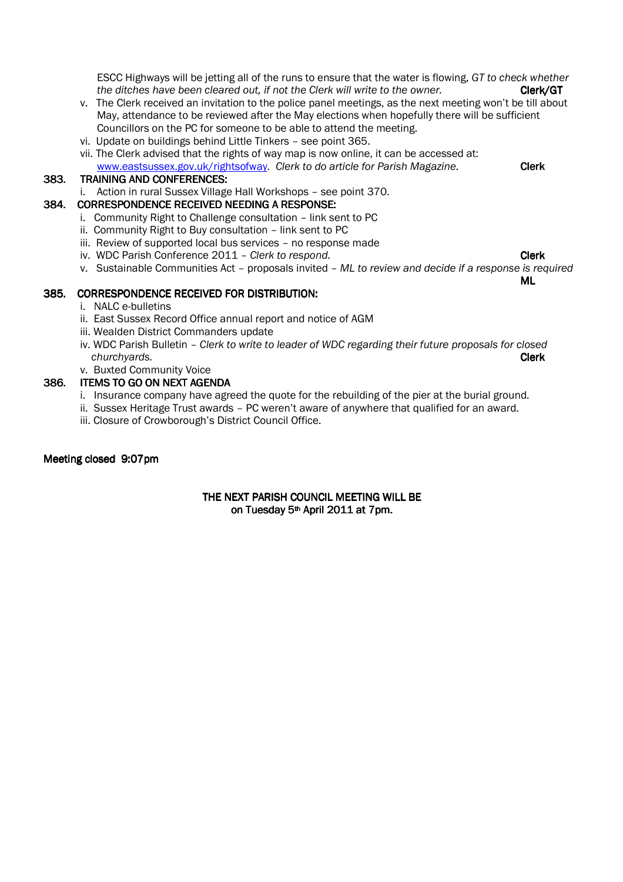ESCC Highways will be jetting all of the runs to ensure that the water is flowing, *GT to check whether the ditches have been cleared out, if not the Clerk will write to the owner.* **Clerk/GT**

v. The Clerk received an invitation to the police panel meetings, as the next meeting won't be till about May, attendance to be reviewed after the May elections when hopefully there will be sufficient Councillors on the PC for someone to be able to attend the meeting.

vi. Update on buildings behind Little Tinkers – see point 365.

vii. The Clerk advised that the rights of way map is now online, it can be accessed at: www.eastsussex.gov.uk/rightsofway. *Clerk to do article for Parish Magazine.* **Clerk**

**383. TRAINING AND CONFERENCES:**

i. Action in rural Sussex Village Hall Workshops – see point 370.

**384. CORRESPONDENCE RECEIVED NEEDING A RESPONSE:**

i. Community Right to Challenge consultation – link sent to PC

ii. Community Right to Buy consultation – link sent to PC

iii. Review of supported local bus services – no response made

iv. WDC Parish Conference 2011 – *Clerk to respond.* **Clerk**

v. Sustainable Communities Act – proposals invited – *ML to review and decide if a response is required* **ML**

**385. CORRESPONDENCE RECEIVED FOR DISTRIBUTION:**

i. NALC e-bulletins

ii. East Sussex Record Office annual report and notice of AGM

iii. Wealden District Commanders update

iv. WDC Parish Bulletin – *Clerk to write to leader of WDC regarding their future proposals for closed churchyards.* **Clerk**

v. Buxted Community Voice

**386. ITEMS TO GO ON NEXT AGENDA**

i. Insurance company have agreed the quote for the rebuilding of the pier at the burial ground.

ii. Sussex Heritage Trust awards – PC weren't aware of anywhere that qualified for an award.

iii. Closure of Crowborough's District Council Office.

**Meeting closed 9:07pm**

**THE NEXT PARISH COUNCIL MEETING WILL BE on Tuesday 5th April 2011 at 7pm.**